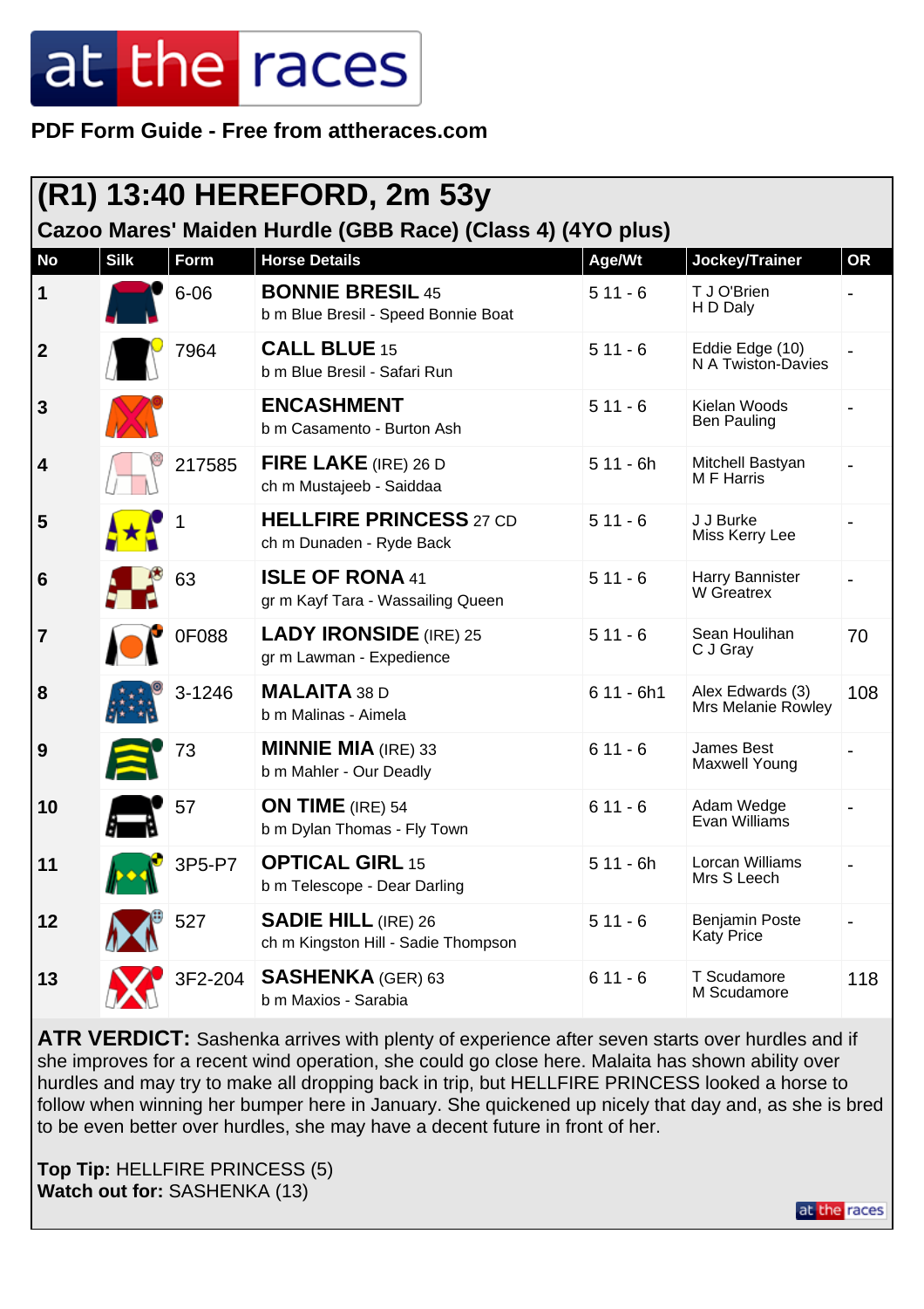**PDF Form Guide - Free from attheraces.com**

# (R1) 13:40 HEREFORD, 2m 53y

## Cazoo Mares' Maiden Hurdle (GBB Race) (Class 4) (4YO plus)

| No | Silk | Form | Horse Details | Age/Wt | Jockey/Trainer | OR |
|---|---|---|---|---|---|---|
| 1 | | 6-06 | **BONNIE BRESIL** 45<br>b m Blue Bresil - Speed Bonnie Boat | 5 11 - 6 | T J O'Brien<br>H D Daly | - |
| 2 | | 7964 | **CALL BLUE** 15<br>b m Blue Bresil - Safari Run | 5 11 - 6 | Eddie Edge (10)<br>N A Twiston-Davies | - |
| 3 | | | **ENCASHMENT**<br>b m Casamento - Burton Ash | 5 11 - 6 | Kielan Woods<br>Ben Pauling | - |
| 4 | | 217585 | **FIRE LAKE** (IRE) 26 D<br>ch m Mustajeeb - Saiddaa | 5 11 - 6h | Mitchell Bastyan<br>M F Harris | - |
| 5 | | 1 | **HELLFIRE PRINCESS** 27 CD<br>ch m Dunaden - Ryde Back | 5 11 - 6 | J J Burke<br>Miss Kerry Lee | - |
| 6 | | 63 | **ISLE OF RONA** 41<br>gr m Kayf Tara - Wassailing Queen | 5 11 - 6 | Harry Bannister<br>W Greatrex | - |
| 7 | | 0F088 | **LADY IRONSIDE** (IRE) 25<br>gr m Lawman - Expedience | 5 11 - 6 | Sean Houlihan<br>C J Gray | 70 |
| 8 | | 3-1246 | **MALAITA** 38 D<br>b m Malinas - Aimela | 6 11 - 6h1 | Alex Edwards (3)<br>Mrs Melanie Rowley | 108 |
| 9 | | 73 | **MINNIE MIA** (IRE) 33<br>b m Mahler - Our Deadly | 6 11 - 6 | James Best<br>Maxwell Young | - |
| 10 | | 57 | **ON TIME** (IRE) 54<br>b m Dylan Thomas - Fly Town | 6 11 - 6 | Adam Wedge<br>Evan Williams | - |
| 11 | | 3P5-P7 | **OPTICAL GIRL** 15<br>b m Telescope - Dear Darling | 5 11 - 6h | Lorcan Williams<br>Mrs S Leech | - |
| 12 | | 527 | **SADIE HILL** (IRE) 26<br>ch m Kingston Hill - Sadie Thompson | 5 11 - 6 | Benjamin Poste<br>Katy Price | - |
| 13 | | 3F2-204 | **SASHENKA** (GER) 63<br>b m Maxios - Sarabia | 6 11 - 6 | T Scudamore<br>M Scudamore | 118 |

**ATR VERDICT:** Sashenka arrives with plenty of experience after seven starts over hurdles and if she improves for a recent wind operation, she could go close here. Malaita has shown ability over hurdles and may try to make all dropping back in trip, but HELLFIRE PRINCESS looked a horse to follow when winning her bumper here in January. She quickened up nicely that day and, as she is bred to be even better over hurdles, she may have a decent future in front of her.

**Top Tip:** HELLFIRE PRINCESS (5)
**Watch out for:** SASHENKA (13)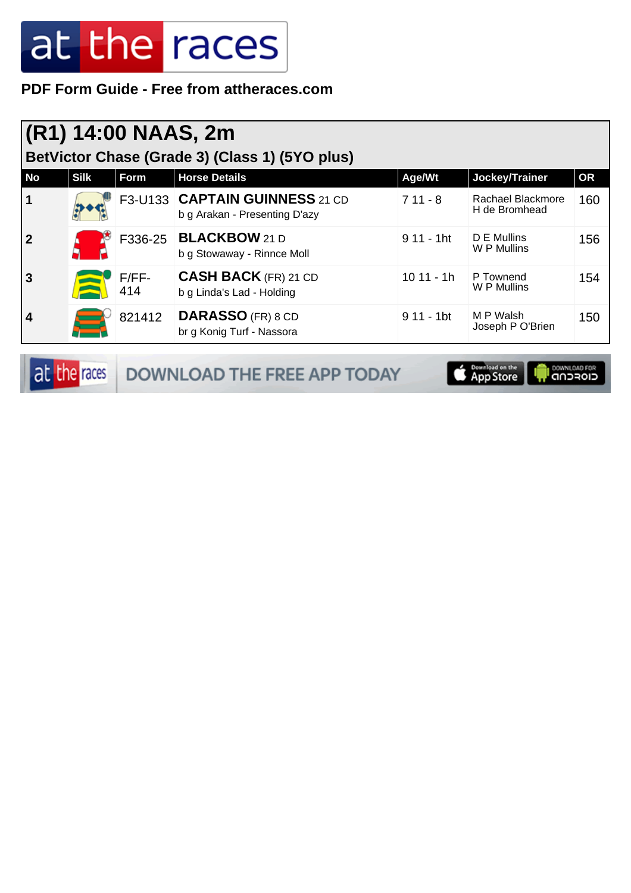PDF Form Guide - Free from attheraces.com

## (R1) 14:00 NAAS, 2m

### BetVictor Chase (Grade 3) (Class 1) (5YO plus)

| No | Silk | Form | Horse Details | Age/Wt | Jockey/Trainer | OR |
|---|---|---|---|---|---|---|
| 1 | | F3-U133 | **CAPTAIN GUINNESS** 21 CD<br>b g Arakan - Presenting D'azy | 7 11 - 8 | Rachael Blackmore<br>H de Bromhead | 160 |
| 2 | | F336-25 | **BLACKBOW** 21 D<br>b g Stowaway - Rinnce Moll | 9 11 - 1ht | D E Mullins<br>W P Mullins | 156 |
| 3 | | F/FF-414 | **CASH BACK** (FR) 21 CD<br>b g Linda's Lad - Holding | 10 11 - 1h | P Townend<br>W P Mullins | 154 |
| 4 | | 821412 | **DARASSO** (FR) 8 CD<br>br g Konig Turf - Nassora | 9 11 - 1bt | M P Walsh<br>Joseph P O'Brien | 150 |

DOWNLOAD THE FREE APP TODAY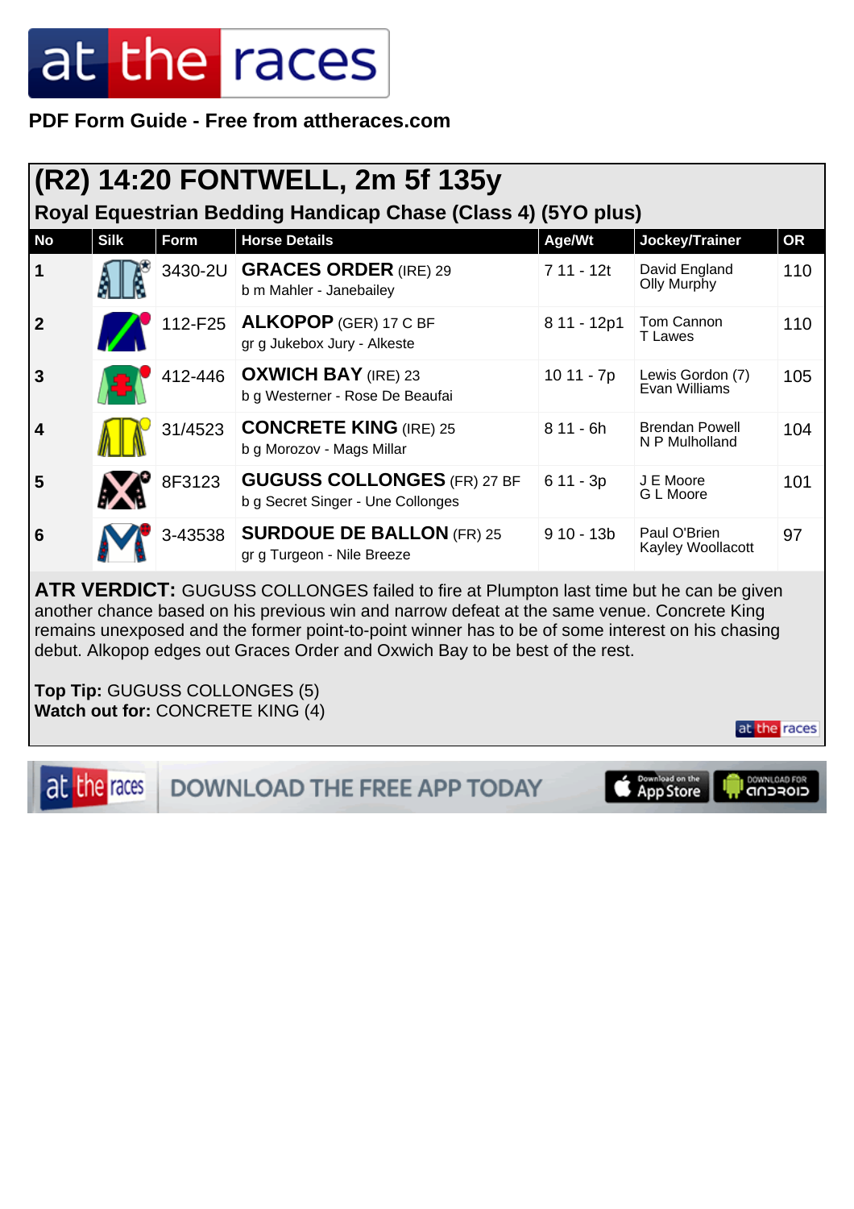PDF Form Guide - Free from attheraces.com

## (R2) 14:20 FONTWELL, 2m 5f 135y

### Royal Equestrian Bedding Handicap Chase (Class 4) (5YO plus)

| No | Silk | Form | Horse Details | Age/Wt | Jockey/Trainer | OR |
|---|---|---|---|---|---|---|
| 1 | | 3430-2U | **GRACES ORDER** (IRE) 29<br>b m Mahler - Janebailey | 7 11 - 12t | David England<br>Olly Murphy | 110 |
| 2 | | 112-F25 | **ALKOPOP** (GER) 17 C BF<br>gr g Jukebox Jury - Alkeste | 8 11 - 12p1 | Tom Cannon<br>T Lawes | 110 |
| 3 | | 412-446 | **OXWICH BAY** (IRE) 23<br>b g Westerner - Rose De Beaufai | 10 11 - 7p | Lewis Gordon (7)<br>Evan Williams | 105 |
| 4 | | 31/4523 | **CONCRETE KING** (IRE) 25<br>b g Morozov - Mags Millar | 8 11 - 6h | Brendan Powell<br>N P Mulholland | 104 |
| 5 | | 8F3123 | **GUGUSS COLLONGES** (FR) 27 BF<br>b g Secret Singer - Une Collonges | 6 11 - 3p | J E Moore<br>G L Moore | 101 |
| 6 | | 3-43538 | **SURDOUE DE BALLON** (FR) 25<br>gr g Turgeon - Nile Breeze | 9 10 - 13b | Paul O'Brien<br>Kayley Woollacott | 97 |

**ATR VERDICT:** GUGUSS COLLONGES failed to fire at Plumpton last time but he can be given another chance based on his previous win and narrow defeat at the same venue. Concrete King remains unexposed and the former point-to-point winner has to be of some interest on his chasing debut. Alkopop edges out Graces Order and Oxwich Bay to be best of the rest.

**Top Tip:** GUGUSS COLLONGES (5)
**Watch out for:** CONCRETE KING (4)

DOWNLOAD THE FREE APP TODAY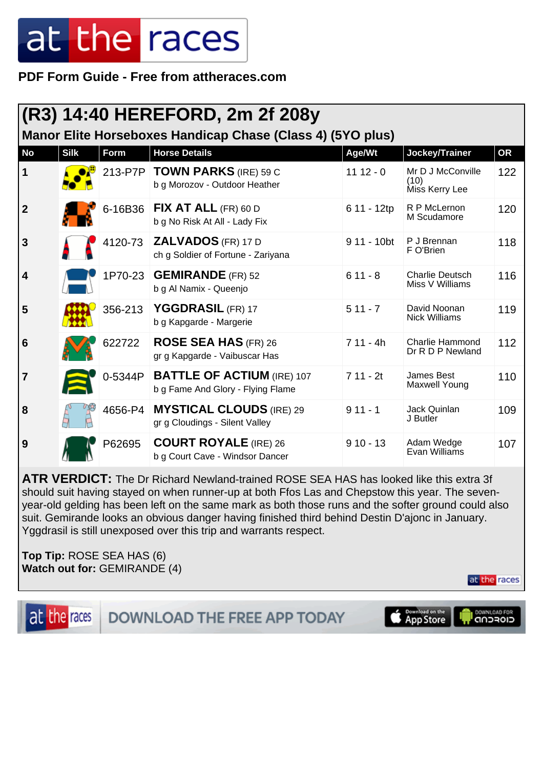# (R3) 14:40 HEREFORD, 2m 2f 208y

## Manor Elite Horseboxes Handicap Chase (Class 4) (5YO plus)

| No | Silk | Form | Horse Details | Age/Wt | Jockey/Trainer | OR |
|---|---|---|---|---|---|---|
| 1 | | 213-P7P | **TOWN PARKS** (IRE) 59 C<br>b g Morozov - Outdoor Heather | 11 12 - 0 | Mr D J McConville (10)<br>Miss Kerry Lee | 122 |
| 2 | | 6-16B36 | **FIX AT ALL** (FR) 60 D<br>b g No Risk At All - Lady Fix | 6 11 - 12tp | R P McLernon<br>M Scudamore | 120 |
| 3 | | 4120-73 | **ZALVADOS** (FR) 17 D<br>ch g Soldier of Fortune - Zariyana | 9 11 - 10bt | P J Brennan<br>F O'Brien | 118 |
| 4 | | 1P70-23 | **GEMIRANDE** (FR) 52<br>b g Al Namix - Queenjo | 6 11 - 8 | Charlie Deutsch<br>Miss V Williams | 116 |
| 5 | | 356-213 | **YGGDRASIL** (FR) 17<br>b g Kapgarde - Margerie | 5 11 - 7 | David Noonan<br>Nick Williams | 119 |
| 6 | | 622722 | **ROSE SEA HAS** (FR) 26<br>gr g Kapgarde - Vaibuscar Has | 7 11 - 4h | Charlie Hammond<br>Dr R D P Newland | 112 |
| 7 | | 0-5344P | **BATTLE OF ACTIUM** (IRE) 107<br>b g Fame And Glory - Flying Flame | 7 11 - 2t | James Best<br>Maxwell Young | 110 |
| 8 | | 4656-P4 | **MYSTICAL CLOUDS** (IRE) 29<br>gr g Cloudings - Silent Valley | 9 11 - 1 | Jack Quinlan<br>J Butler | 109 |
| 9 | | P62695 | **COURT ROYALE** (IRE) 26<br>b g Court Cave - Windsor Dancer | 9 10 - 13 | Adam Wedge<br>Evan Williams | 107 |

**ATR VERDICT:** The Dr Richard Newland-trained ROSE SEA HAS has looked like this extra 3f should suit having stayed on when runner-up at both Ffos Las and Chepstow this year. The seven-year-old gelding has been left on the same mark as both those runs and the softer ground could also suit. Gemirande looks an obvious danger having finished third behind Destin D'ajonc in January. Yggdrasil is still unexposed over this trip and warrants respect.

**Top Tip:** ROSE SEA HAS (6)
**Watch out for:** GEMIRANDE (4)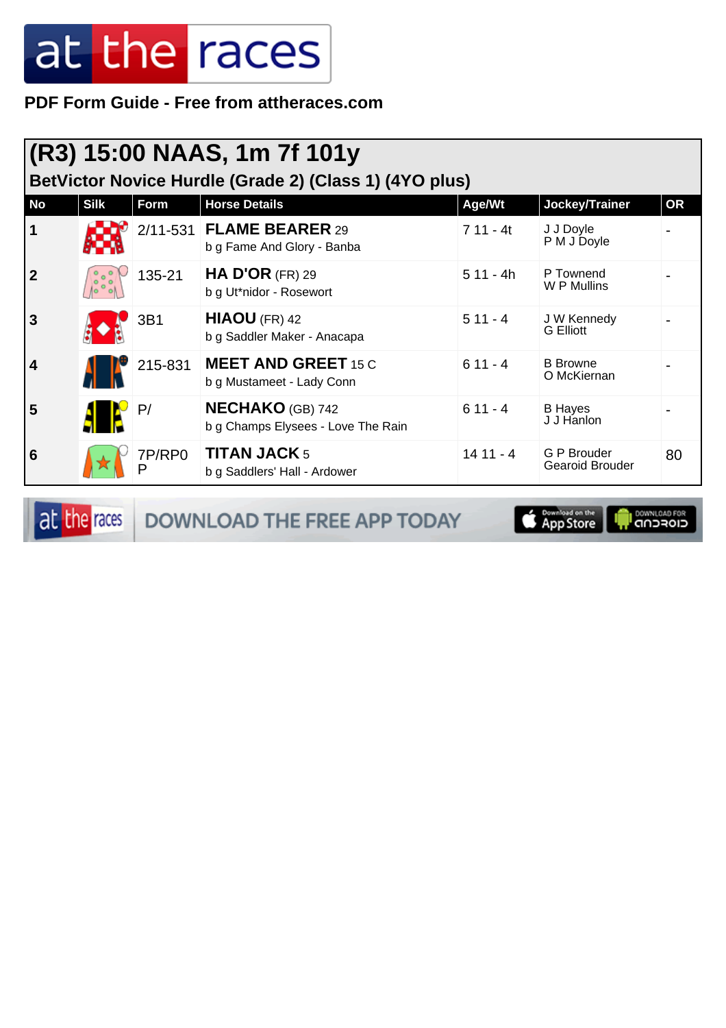PDF Form Guide - Free from attheraces.com

## (R3) 15:00 NAAS, 1m 7f 101y

### BetVictor Novice Hurdle (Grade 2) (Class 1) (4YO plus)

| No | Silk | Form | Horse Details | Age/Wt | Jockey/Trainer | OR |
|---|---|---|---|---|---|---|
| 1 | | 2/11-531 | **FLAME BEARER** 29<br>b g Fame And Glory - Banba | 7 11 - 4t | J J Doyle<br>P M J Doyle | - |
| 2 | | 135-21 | **HA D'OR** (FR) 29<br>b g Ut*nidor - Rosewort | 5 11 - 4h | P Townend<br>W P Mullins | - |
| 3 | | 3B1 | **HIAOU** (FR) 42<br>b g Saddler Maker - Anacapa | 5 11 - 4 | J W Kennedy<br>G Elliott | - |
| 4 | | 215-831 | **MEET AND GREET** 15 C<br>b g Mustameet - Lady Conn | 6 11 - 4 | B Browne<br>O McKiernan | - |
| 5 | | P/ | **NECHAKO** (GB) 742<br>b g Champs Elysees - Love The Rain | 6 11 - 4 | B Hayes<br>J J Hanlon | - |
| 6 | | 7P/RP0P | **TITAN JACK** 5<br>b g Saddlers' Hall - Ardower | 14 11 - 4 | G P Brouder<br>Gearoid Brouder | 80 |

DOWNLOAD THE FREE APP TODAY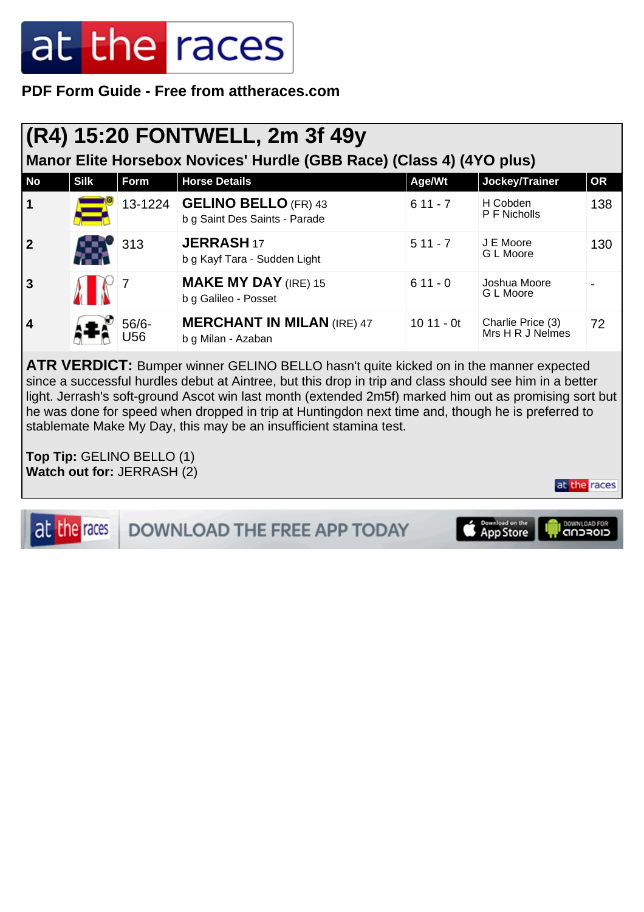**PDF Form Guide - Free from attheraces.com**

# (R4) 15:20 FONTWELL, 2m 3f 49y

## Manor Elite Horsebox Novices' Hurdle (GBB Race) (Class 4) (4YO plus)

| No | Silk | Form | Horse Details | Age/Wt | Jockey/Trainer | OR |
|---|---|---|---|---|---|---|
| 1 | | 13-1224 | **GELINO BELLO** (FR) 43<br>b g Saint Des Saints - Parade | 6 11 - 7 | H Cobden<br>P F Nicholls | 138 |
| 2 | | 313 | **JERRASH** 17<br>b g Kayf Tara - Sudden Light | 5 11 - 7 | J E Moore<br>G L Moore | 130 |
| 3 | | 7 | **MAKE MY DAY** (IRE) 15<br>b g Galileo - Posset | 6 11 - 0 | Joshua Moore<br>G L Moore | - |
| 4 | | 56/6-U56 | **MERCHANT IN MILAN** (IRE) 47<br>b g Milan - Azaban | 10 11 - 0t | Charlie Price (3)<br>Mrs H R J Nelmes | 72 |

**ATR VERDICT:** Bumper winner GELINO BELLO hasn't quite kicked on in the manner expected since a successful hurdles debut at Aintree, but this drop in trip and class should see him in a better light. Jerrash's soft-ground Ascot win last month (extended 2m5f) marked him out as promising sort but he was done for speed when dropped in trip at Huntingdon next time and, though he is preferred to stablemate Make My Day, this may be an insufficient stamina test.

**Top Tip:** GELINO BELLO (1)
**Watch out for:** JERRASH (2)

DOWNLOAD THE FREE APP TODAY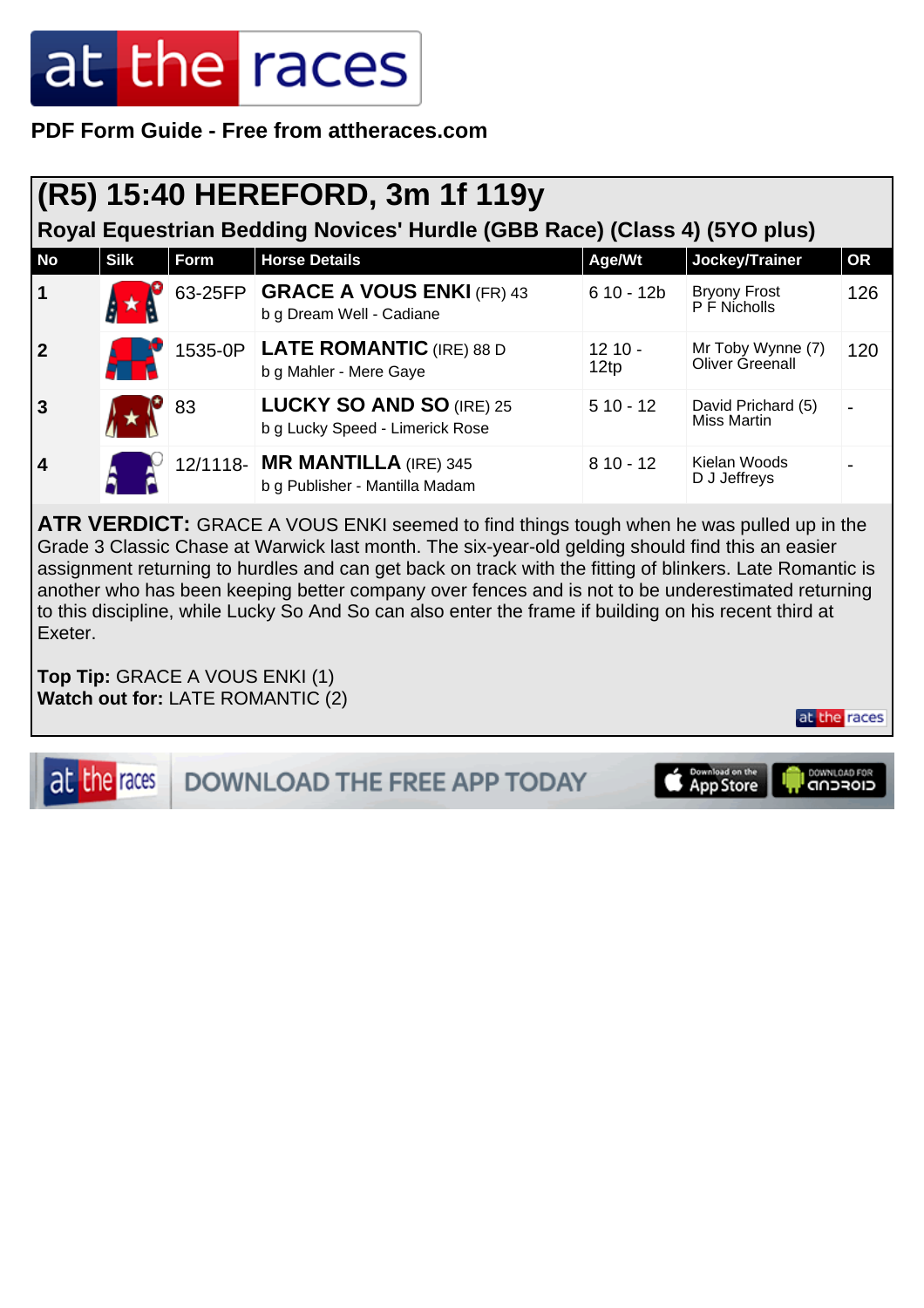PDF Form Guide - Free from attheraces.com

# (R5) 15:40 HEREFORD, 3m 1f 119y

## Royal Equestrian Bedding Novices' Hurdle (GBB Race) (Class 4) (5YO plus)

| No | Silk | Form | Horse Details | Age/Wt | Jockey/Trainer | OR |
|---|---|---|---|---|---|---|
| 1 | | 63-25FP | **GRACE A VOUS ENKI** (FR) 43<br>b g Dream Well - Cadiane | 6 10 - 12b | Bryony Frost<br>P F Nicholls | 126 |
| 2 | | 1535-0P | **LATE ROMANTIC** (IRE) 88 D<br>b g Mahler - Mere Gaye | 12 10 - 12tp | Mr Toby Wynne (7)<br>Oliver Greenall | 120 |
| 3 | | 83 | **LUCKY SO AND SO** (IRE) 25<br>b g Lucky Speed - Limerick Rose | 5 10 - 12 | David Prichard (5)<br>Miss Martin | - |
| 4 | | 12/1118- | **MR MANTILLA** (IRE) 345<br>b g Publisher - Mantilla Madam | 8 10 - 12 | Kielan Woods<br>D J Jeffreys | - |

**ATR VERDICT:** GRACE A VOUS ENKI seemed to find things tough when he was pulled up in the Grade 3 Classic Chase at Warwick last month. The six-year-old gelding should find this an easier assignment returning to hurdles and can get back on track with the fitting of blinkers. Late Romantic is another who has been keeping better company over fences and is not to be underestimated returning to this discipline, while Lucky So And So can also enter the frame if building on his recent third at Exeter.

**Top Tip:** GRACE A VOUS ENKI (1)
**Watch out for:** LATE ROMANTIC (2)

DOWNLOAD THE FREE APP TODAY